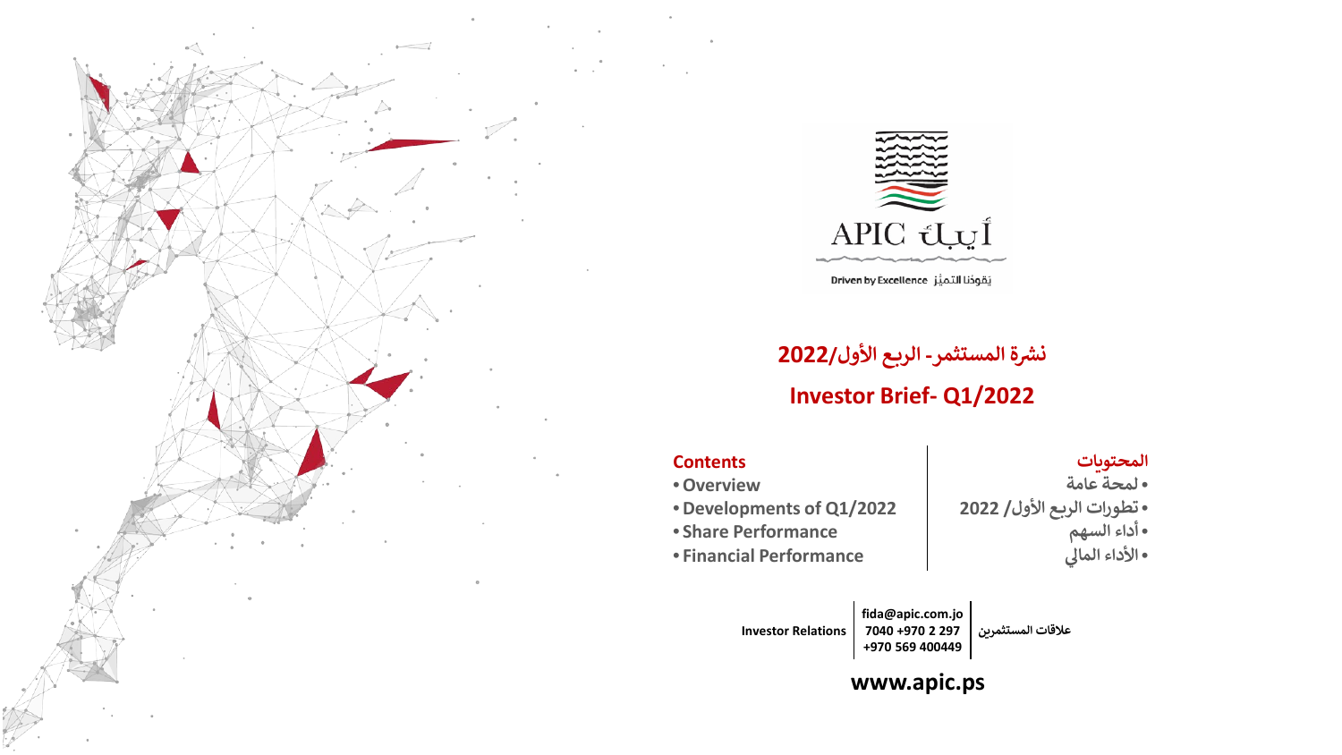APIC أيبك

Driven by Excellence يقودنا التميُّز

# نشرة المستثمر- الربع الأول/2022

# Investor Brief- Q1/2022

## Contents

- Overview
- Developments of Q1/2022
- Share Performance
- Financial Performance

## المحتويات

- لمحة عامة
- تطورات الربع الأول/ 2022
- أداء السهم
- الأداء المالي

**Investor Relations** | **علاقات المستثمرين**

**fida@apic.com.jo**
**+970 2 297 7040**
**+970 569 400449**

**www.apic.ps**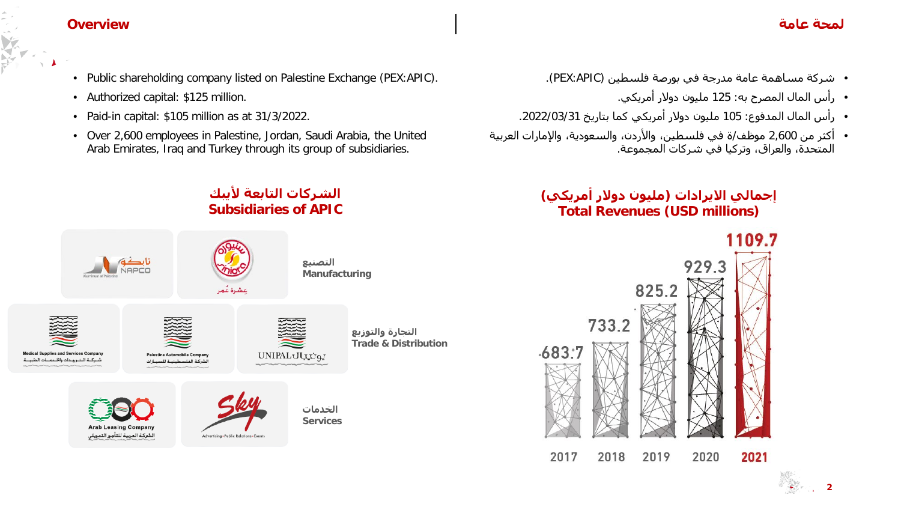## Overview

- Public shareholding company listed on Palestine Exchange (PEX:APIC).
- Authorized capital: $125 million.
- Paid-in capital: $105 million as at 31/3/2022.
- Over 2,600 employees in Palestine, Jordan, Saudi Arabia, the United Arab Emirates, Iraq and Turkey through its group of subsidiaries.

## لمحة عامة

- شركة مساهمة عامة مدرجة في بورصة فلسطين (PEX:APIC).
- رأس المال المصرح به: 125 مليون دولار أمريكي.
- رأس المال المدفوع: 105 مليون دولار أمريكي كما بتاريخ 2022/03/31.
- أكثر من 2,600 موظف/ة في فلسطين، والأردن، والسعودية، والإمارات العربية المتحدة، والعراق، وتركيا في شركات المجموعة.

### الشركات التابعة لأبيك
### Subsidiaries of APIC

**التصنيع**
**Manufacturing**

- نابكو NAPCO – Aluminum of Palestine
- سنيورة Siniora – عشرة عمر

**التجارة والتوزيع**
**Trade & Distribution**

- Medical Supplies and Services Company – شركة التوريدات والخدمات الطبية
- Palestine Automobile Company – الشركة الفلسطينية للسيارات
- UNIPAL يونيبال

**الخدمات**
**Services**

- Arab Leasing Company – الشركة العربية للتأجير التمويلي
- Sky – Advertising - Public Relations - Events

### إجمالي الايرادات (مليون دولار أمريكي)
### Total Revenues (USD millions)

| Year | Total Revenues |
|---|---|
| 2017 | 683.7 |
| 2018 | 733.2 |
| 2019 | 825.2 |
| 2020 | 929.3 |
| 2021 | 1109.7 |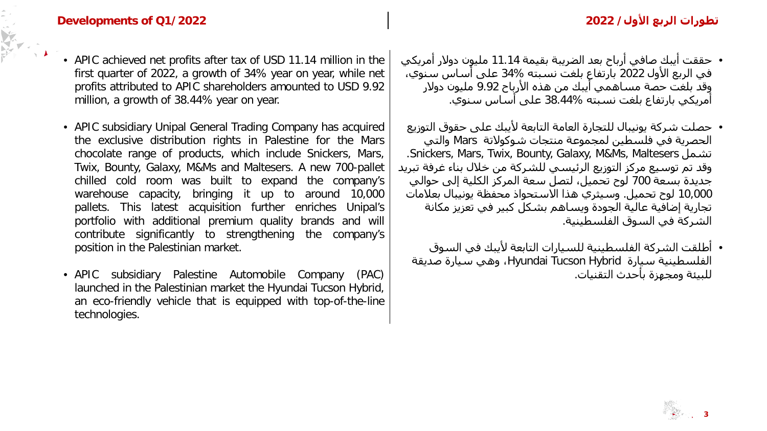## Developments of Q1/2022

- APIC achieved net profits after tax of USD 11.14 million in the first quarter of 2022, a growth of 34% year on year, while net profits attributed to APIC shareholders amounted to USD 9.92 million, a growth of 38.44% year on year.
- APIC subsidiary Unipal General Trading Company has acquired the exclusive distribution rights in Palestine for the Mars chocolate range of products, which include Snickers, Mars, Twix, Bounty, Galaxy, M&Ms and Maltesers. A new 700-pallet chilled cold room was built to expand the company's warehouse capacity, bringing it up to around 10,000 pallets. This latest acquisition further enriches Unipal's portfolio with additional premium quality brands and will contribute significantly to strengthening the company's position in the Palestinian market.
- APIC subsidiary Palestine Automobile Company (PAC) launched in the Palestinian market the Hyundai Tucson Hybrid, an eco-friendly vehicle that is equipped with top-of-the-line technologies.

## تطورات الربع الأول / 2022

- حققت أبيك صافي أرباح بعد الضريبة بقيمة 11.14 مليون دولار أمريكي في الربع الأول 2022 بارتفاع بلغت نسبته 34% على أساس سنوي، وقد بلغت حصة مساهمي أبيك من هذه الأرباح 9.92 مليون دولار أمريكي بارتفاع بلغت نسبته 38.44% على أساس سنوي.
- حصلت شركة يونيبال للتجارة العامة التابعة لأبيك على حقوق التوزيع الحصرية في فلسطين لمجموعة منتجات شوكولاتة Mars والتي تشمل Snickers, Mars, Twix, Bounty, Galaxy, M&Ms, Maltesers. وقد تم توسيع مركز التوزيع الرئيسي للشركة من خلال بناء غرفة تبريد جديدة بسعة 700 لوح تحميل، لتصل سعة المركز الكلية إلى حوالي 10,000 لوح تحميل. وسيثري هذا الاستحواذ محفظة يونيبال بعلامات تجارية إضافية عالية الجودة ويساهم بشكل كبير في تعزيز مكانة الشركة في السوق الفلسطينية.
- أطلقت الشركة الفلسطينية للسيارات التابعة لأبيك في السوق الفلسطينية سيارة Hyundai Tucson Hybrid، وهي سيارة صديقة للبيئة ومجهزة بأحدث التقنيات.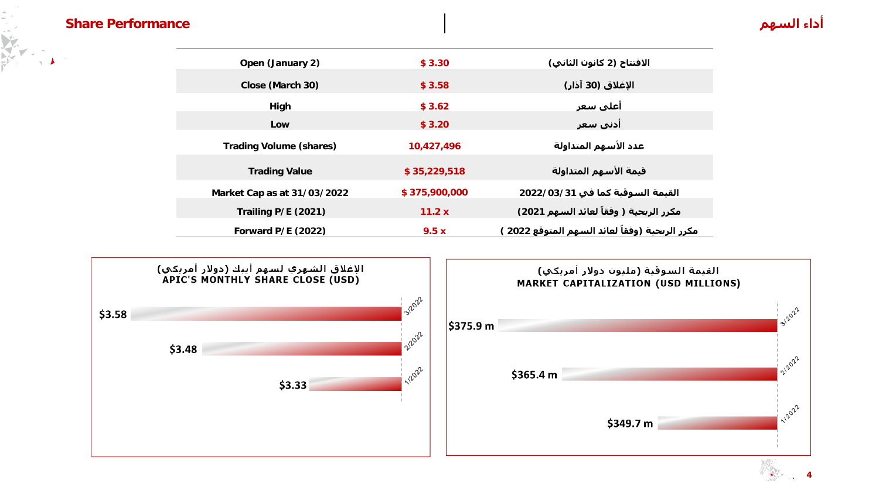## Share Performance

## أداء السهم

| | | |
|---|---|---|
| Open (January 2) | $ 3.30 | الافتتاح (2 كانون الثاني) |
| Close (March 30) | $ 3.58 | الإغلاق (30 آذار) |
| High | $ 3.62 | أعلى سعر |
| Low | $ 3.20 | أدنى سعر |
| Trading Volume (shares) | 10,427,496 | عدد الأسهم المتداولة |
| Trading Value | $ 35,229,518 | قيمة الأسهم المتداولة |
| Market Cap as at 31/03/2022 | $ 375,900,000 | القيمة السوقية كما في 2022/03/31 |
| Trailing P/E (2021) | 11.2 x | مكرر الربحية ( وفقاً لعائد السهم 2021) |
| Forward P/E (2022) | 9.5 x | مكرر الربحية (وفقاً لعائد السهم المتوقع 2022 ) |

### الإغلاق الشهري لسهم أبيك (دولار أمريكي)
### APIC'S MONTHLY SHARE CLOSE (USD)

| Month | Close |
|---|---|
| 3/2022 | $3.58 |
| 2/2022 | $3.48 |
| 1/2022 | $3.33 |

### القيمة السوقية (مليون دولار أمريكي)
### MARKET CAPITALIZATION (USD MILLIONS)

| Month | Market Cap |
|---|---|
| 3/2022 | $375.9 m |
| 2/2022 | $365.4 m |
| 1/2022 | $349.7 m |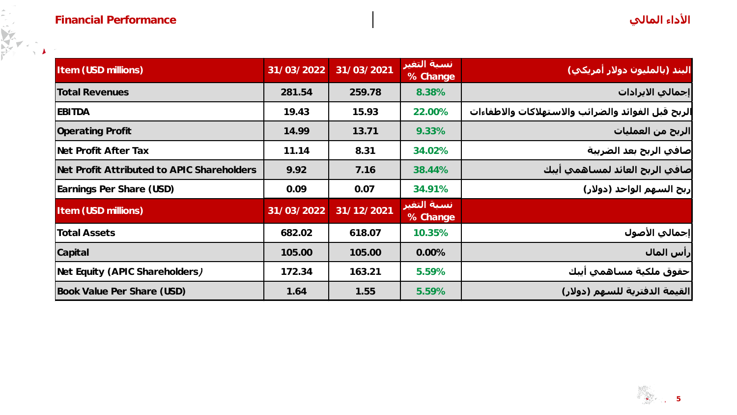# Financial Performance

# الأداء المالي

| Item (USD millions) | 31/03/2022 | 31/03/2021 | نسبة التغير % Change | البند (بالمليون دولار أمريكي) |
|---|---|---|---|---|
| Total Revenues | 281.54 | 259.78 | 8.38% | إجمالي الايرادات |
| EBITDA | 19.43 | 15.93 | 22.00% | الربح قبل الفوائد والضرائب والاستهلاكات والاطفاءات |
| Operating Profit | 14.99 | 13.71 | 9.33% | الربح من العمليات |
| Net Profit After Tax | 11.14 | 8.31 | 34.02% | صافي الربح بعد الضريبة |
| Net Profit Attributed to APIC Shareholders | 9.92 | 7.16 | 38.44% | صافي الربح العائد لمساهمي أبيك |
| Earnings Per Share (USD) | 0.09 | 0.07 | 34.91% | ربح السهم الواحد (دولار) |
| **Item (USD millions)** | **31/03/2022** | **31/12/2021** | **نسبة التغير % Change** | |
| Total Assets | 682.02 | 618.07 | 10.35% | إجمالي الأصول |
| Capital | 105.00 | 105.00 | 0.00% | رأس المال |
| Net Equity (APIC Shareholders) | 172.34 | 163.21 | 5.59% | حقوق ملكية مساهمي أبيك |
| Book Value Per Share (USD) | 1.64 | 1.55 | 5.59% | القيمة الدفترية للسهم (دولار) |